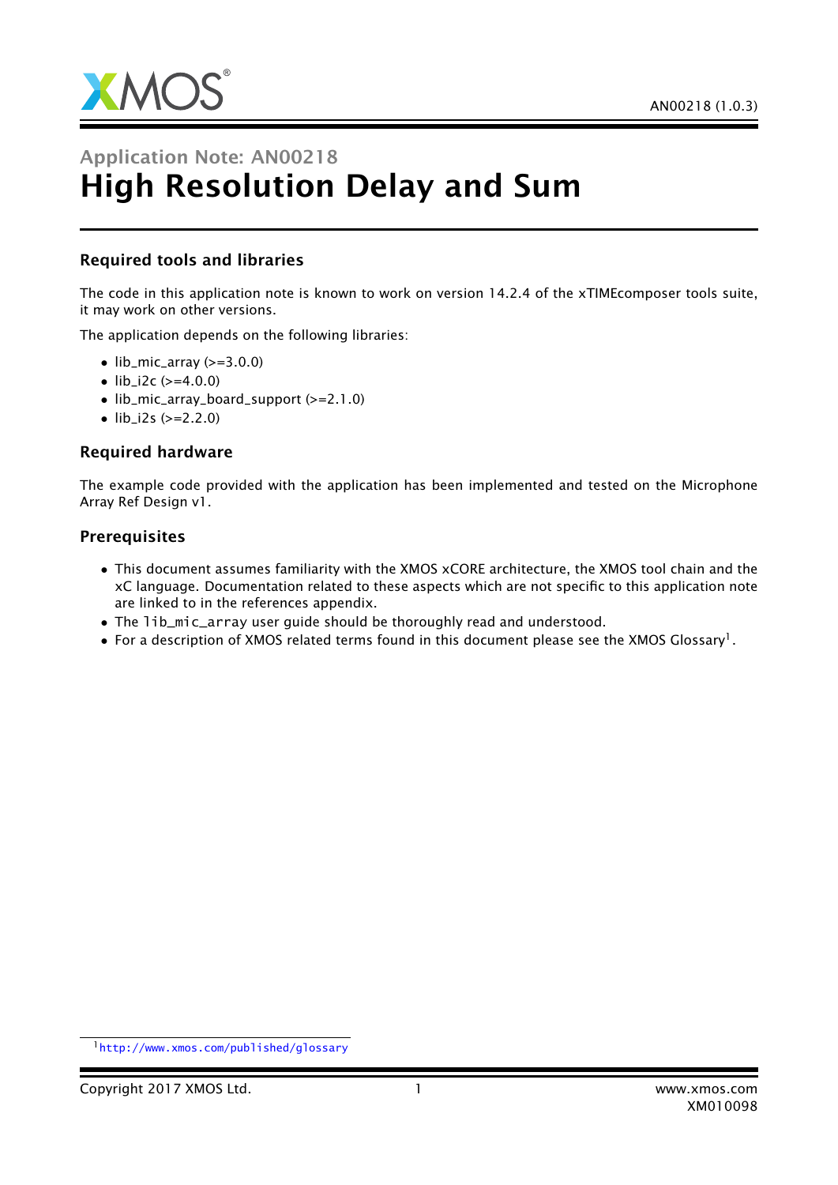# Application Note: AN00218
# High Resolution Delay and Sum

## Required tools and libraries

The code in this application note is known to work on version 14.2.4 of the xTIMEcomposer tools suite, it may work on other versions.

The application depends on the following libraries:

- lib_mic_array (>=3.0.0)
- lib_i2c (>=4.0.0)
- lib_mic_array_board_support (>=2.1.0)
- lib_i2s (>=2.2.0)

## Required hardware

The example code provided with the application has been implemented and tested on the Microphone Array Ref Design v1.

## Prerequisites

- This document assumes familiarity with the XMOS xCORE architecture, the XMOS tool chain and the xC language. Documentation related to these aspects which are not specific to this application note are linked to in the references appendix.
- The `lib_mic_array` user guide should be thoroughly read and understood.
- For a description of XMOS related terms found in this document please see the XMOS Glossary[1].

[1] http://www.xmos.com/published/glossary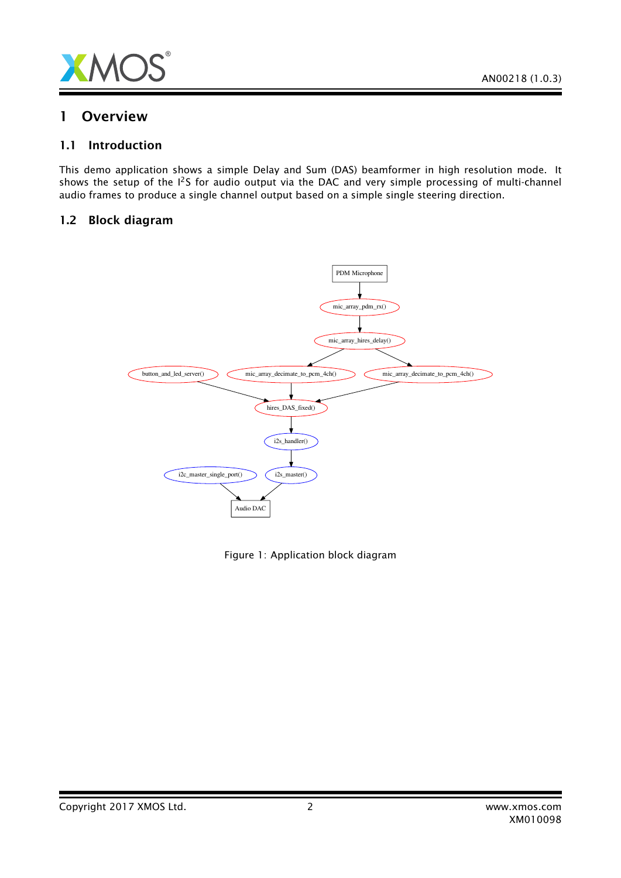# 1 Overview

## 1.1 Introduction

This demo application shows a simple Delay and Sum (DAS) beamformer in high resolution mode. It shows the setup of the $I^2S$ for audio output via the DAC and very simple processing of multi-channel audio frames to produce a single channel output based on a simple single steering direction.

## 1.2 Block diagram

Figure 1: Application block diagram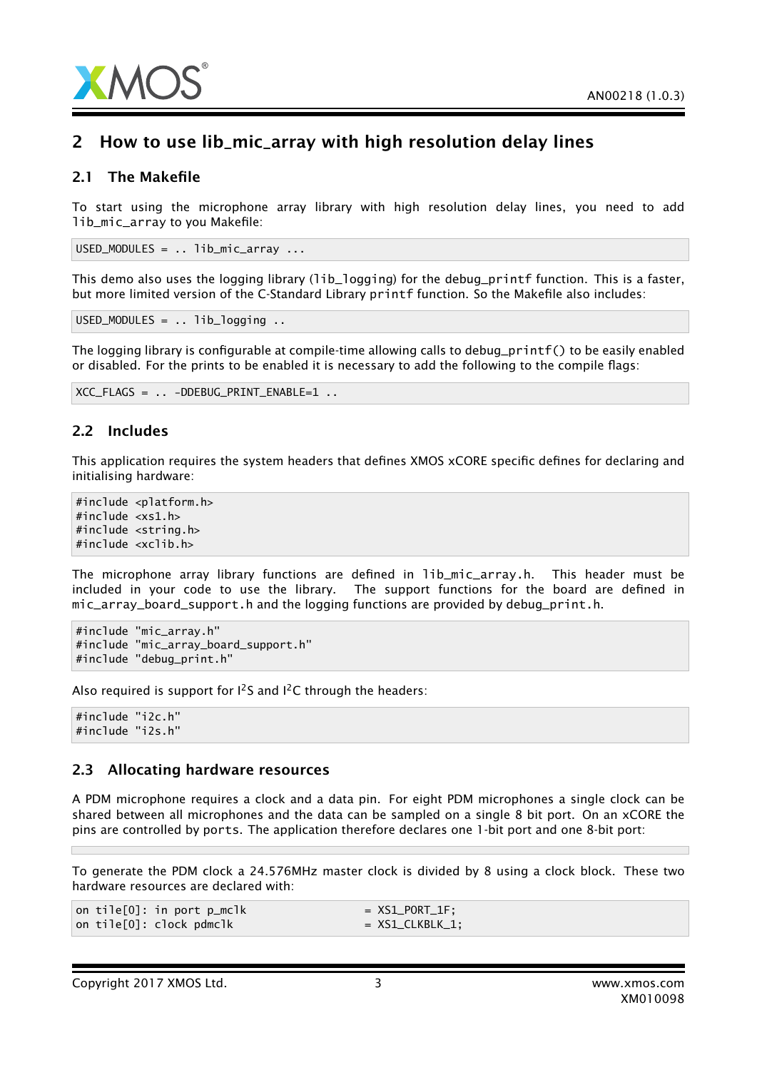## 2 How to use lib_mic_array with high resolution delay lines

### 2.1 The Makefile

To start using the microphone array library with high resolution delay lines, you need to add lib_mic_array to you Makefile:

```
USED_MODULES = .. lib_mic_array ...
```

This demo also uses the logging library (lib_logging) for the debug_printf function. This is a faster, but more limited version of the C-Standard Library printf function. So the Makefile also includes:

```
USED_MODULES = .. lib_logging ..
```

The logging library is configurable at compile-time allowing calls to debug_printf() to be easily enabled or disabled. For the prints to be enabled it is necessary to add the following to the compile flags:

```
XCC_FLAGS = .. -DDEBUG_PRINT_ENABLE=1 ..
```

### 2.2 Includes

This application requires the system headers that defines XMOS xCORE specific defines for declaring and initialising hardware:

```
#include <platform.h>
#include <xs1.h>
#include <string.h>
#include <xclib.h>
```

The microphone array library functions are defined in lib_mic_array.h. This header must be included in your code to use the library. The support functions for the board are defined in mic_array_board_support.h and the logging functions are provided by debug_print.h.

```
#include "mic_array.h"
#include "mic_array_board_support.h"
#include "debug_print.h"
```

Also required is support for I$^2$S and I$^2$C through the headers:

```
#include "i2c.h"
#include "i2s.h"
```

### 2.3 Allocating hardware resources

A PDM microphone requires a clock and a data pin. For eight PDM microphones a single clock can be shared between all microphones and the data can be sampled on a single 8 bit port. On an xCORE the pins are controlled by ports. The application therefore declares one 1-bit port and one 8-bit port:

```

```

To generate the PDM clock a 24.576MHz master clock is divided by 8 using a clock block. These two hardware resources are declared with:

```
on tile[0]: in port p_mclk                   = XS1_PORT_1F;
on tile[0]: clock pdmclk                     = XS1_CLKBLK_1;
```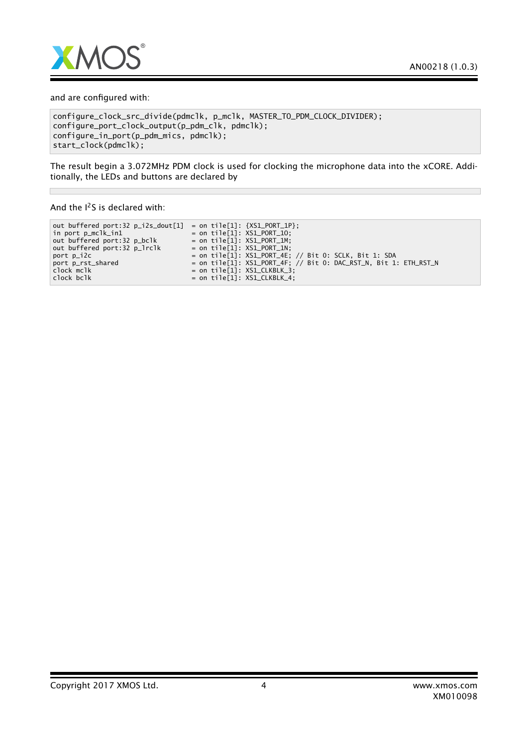and are configured with:

```
configure_clock_src_divide(pdmclk, p_mclk, MASTER_TO_PDM_CLOCK_DIVIDER);
configure_port_clock_output(p_pdm_clk, pdmclk);
configure_in_port(p_pdm_mics, pdmclk);
start_clock(pdmclk);
```

The result begin a 3.072MHz PDM clock is used for clocking the microphone data into the xCORE. Additionally, the LEDs and buttons are declared by

```
```

And the I$^2$S is declared with:

```
out buffered port:32 p_i2s_dout[1]  = on tile[1]: {XS1_PORT_1P};
in port p_mclk_in1                  = on tile[1]: XS1_PORT_1O;
out buffered port:32 p_bclk         = on tile[1]: XS1_PORT_1M;
out buffered port:32 p_lrclk        = on tile[1]: XS1_PORT_1N;
port p_i2c                          = on tile[1]: XS1_PORT_4E; // Bit 0: SCLK, Bit 1: SDA
port p_rst_shared                   = on tile[1]: XS1_PORT_4F; // Bit 0: DAC_RST_N, Bit 1: ETH_RST_N
clock mclk                          = on tile[1]: XS1_CLKBLK_3;
clock bclk                          = on tile[1]: XS1_CLKBLK_4;
```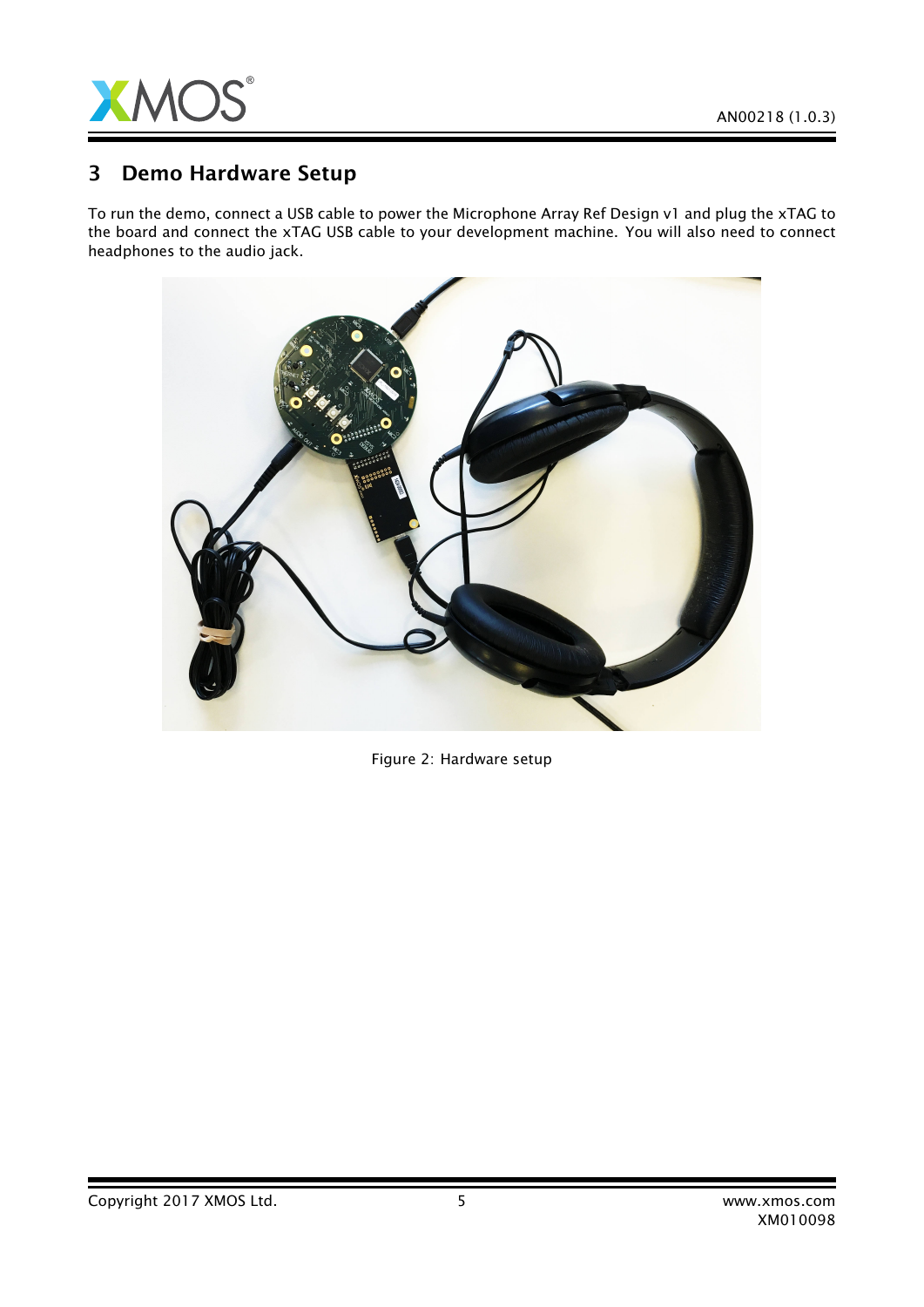# 3 Demo Hardware Setup

To run the demo, connect a USB cable to power the Microphone Array Ref Design v1 and plug the xTAG to the board and connect the xTAG USB cable to your development machine. You will also need to connect headphones to the audio jack.

Figure 2: Hardware setup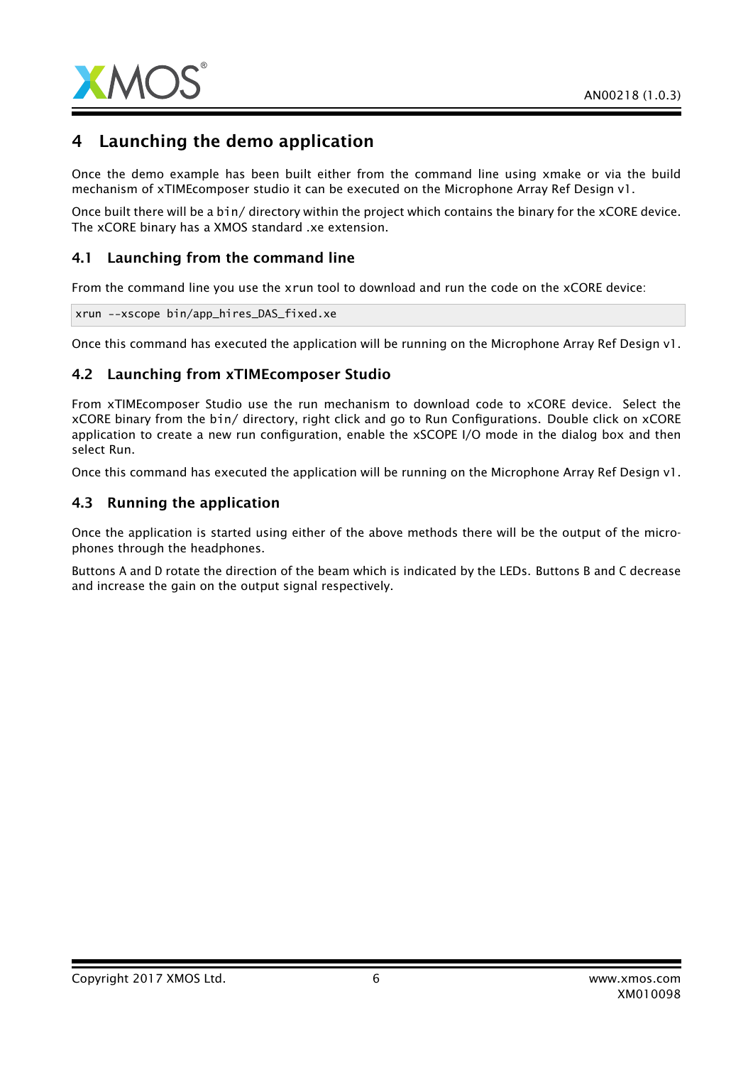# 4 Launching the demo application

Once the demo example has been built either from the command line using xmake or via the build mechanism of xTIMEcomposer studio it can be executed on the Microphone Array Ref Design v1.

Once built there will be a bin/ directory within the project which contains the binary for the xCORE device. The xCORE binary has a XMOS standard .xe extension.

## 4.1 Launching from the command line

From the command line you use the xrun tool to download and run the code on the xCORE device:

```
xrun --xscope bin/app_hires_DAS_fixed.xe
```

Once this command has executed the application will be running on the Microphone Array Ref Design v1.

## 4.2 Launching from xTIMEcomposer Studio

From xTIMEcomposer Studio use the run mechanism to download code to xCORE device. Select the xCORE binary from the bin/ directory, right click and go to Run Configurations. Double click on xCORE application to create a new run configuration, enable the xSCOPE I/O mode in the dialog box and then select Run.

Once this command has executed the application will be running on the Microphone Array Ref Design v1.

## 4.3 Running the application

Once the application is started using either of the above methods there will be the output of the microphones through the headphones.

Buttons A and D rotate the direction of the beam which is indicated by the LEDs. Buttons B and C decrease and increase the gain on the output signal respectively.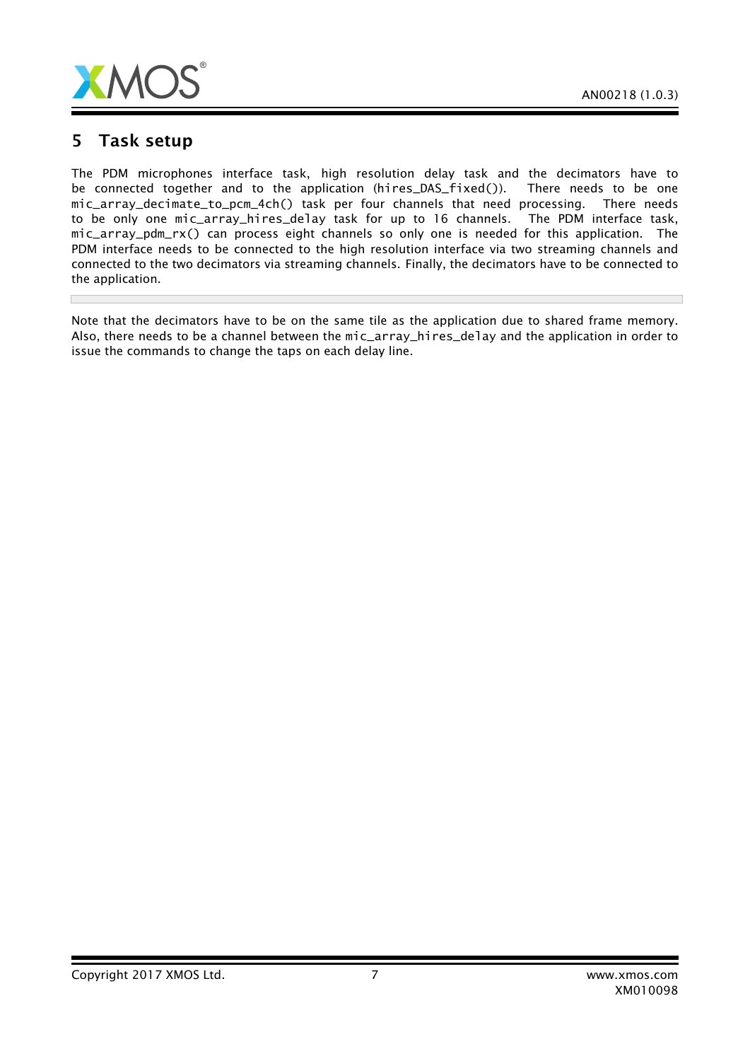# 5 Task setup

The PDM microphones interface task, high resolution delay task and the decimators have to be connected together and to the application (`hires_DAS_fixed()`). There needs to be one `mic_array_decimate_to_pcm_4ch()` task per four channels that need processing. There needs to be only one `mic_array_hires_delay` task for up to 16 channels. The PDM interface task, `mic_array_pdm_rx()` can process eight channels so only one is needed for this application. The PDM interface needs to be connected to the high resolution interface via two streaming channels and connected to the two decimators via streaming channels. Finally, the decimators have to be connected to the application.

```
```

Note that the decimators have to be on the same tile as the application due to shared frame memory. Also, there needs to be a channel between the `mic_array_hires_delay` and the application in order to issue the commands to change the taps on each delay line.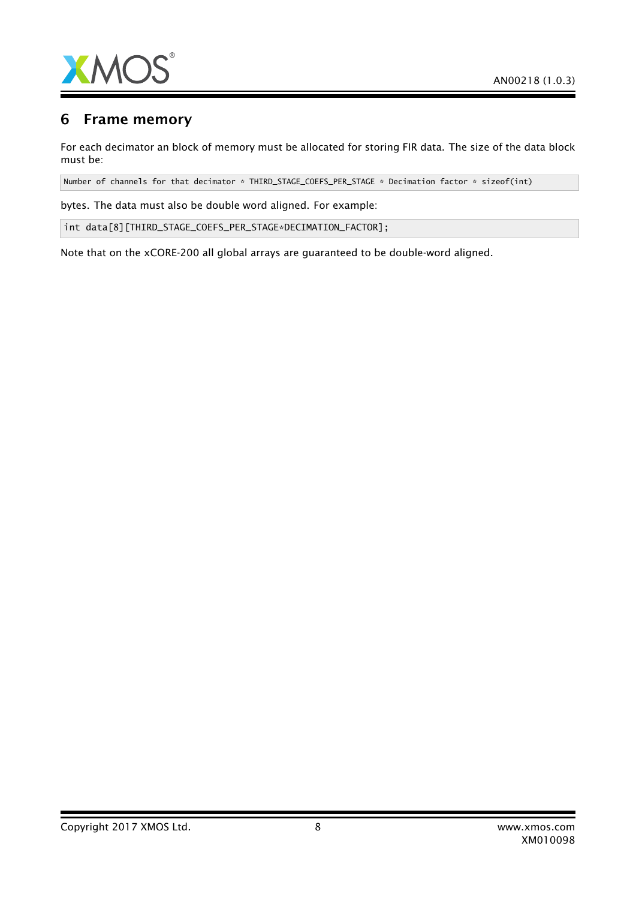## 6 Frame memory

For each decimator an block of memory must be allocated for storing FIR data. The size of the data block must be:

```
Number of channels for that decimator * THIRD_STAGE_COEFS_PER_STAGE * Decimation factor * sizeof(int)
```

bytes. The data must also be double word aligned. For example:

```
int data[8][THIRD_STAGE_COEFS_PER_STAGE*DECIMATION_FACTOR];
```

Note that on the xCORE-200 all global arrays are guaranteed to be double-word aligned.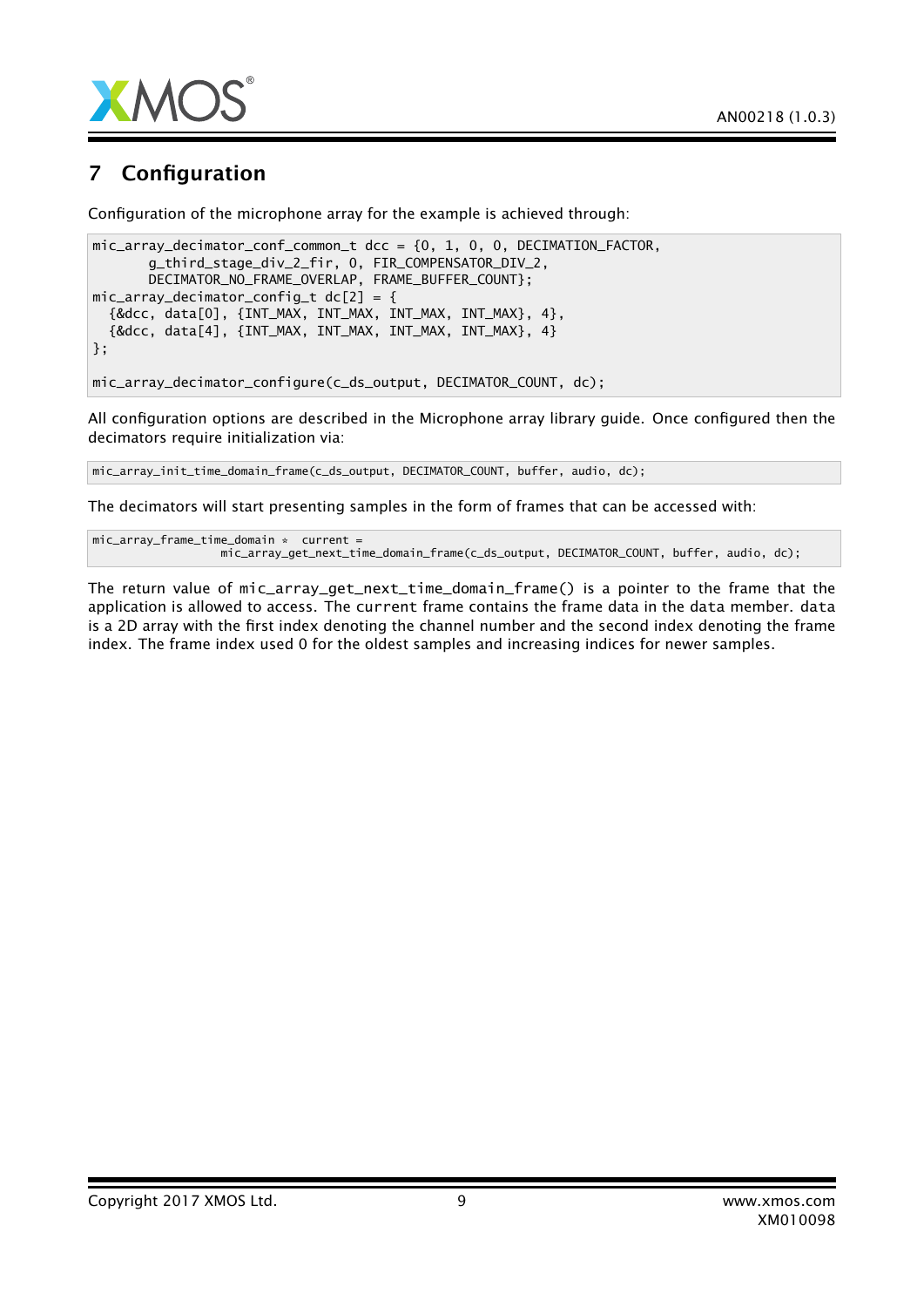## 7 Configuration

Configuration of the microphone array for the example is achieved through:

```
mic_array_decimator_conf_common_t dcc = {0, 1, 0, 0, DECIMATION_FACTOR,
       g_third_stage_div_2_fir, 0, FIR_COMPENSATOR_DIV_2,
       DECIMATOR_NO_FRAME_OVERLAP, FRAME_BUFFER_COUNT};
mic_array_decimator_config_t dc[2] = {
  {&dcc, data[0], {INT_MAX, INT_MAX, INT_MAX, INT_MAX}, 4},
  {&dcc, data[4], {INT_MAX, INT_MAX, INT_MAX, INT_MAX}, 4}
};

mic_array_decimator_configure(c_ds_output, DECIMATOR_COUNT, dc);
```

All configuration options are described in the Microphone array library guide. Once configured then the decimators require initialization via:

```
mic_array_init_time_domain_frame(c_ds_output, DECIMATOR_COUNT, buffer, audio, dc);
```

The decimators will start presenting samples in the form of frames that can be accessed with:

```
mic_array_frame_time_domain * current =
                   mic_array_get_next_time_domain_frame(c_ds_output, DECIMATOR_COUNT, buffer, audio, dc);
```

The return value of `mic_array_get_next_time_domain_frame()` is a pointer to the frame that the application is allowed to access. The `current` frame contains the frame data in the `data` member. `data` is a 2D array with the first index denoting the channel number and the second index denoting the frame index. The frame index used 0 for the oldest samples and increasing indices for newer samples.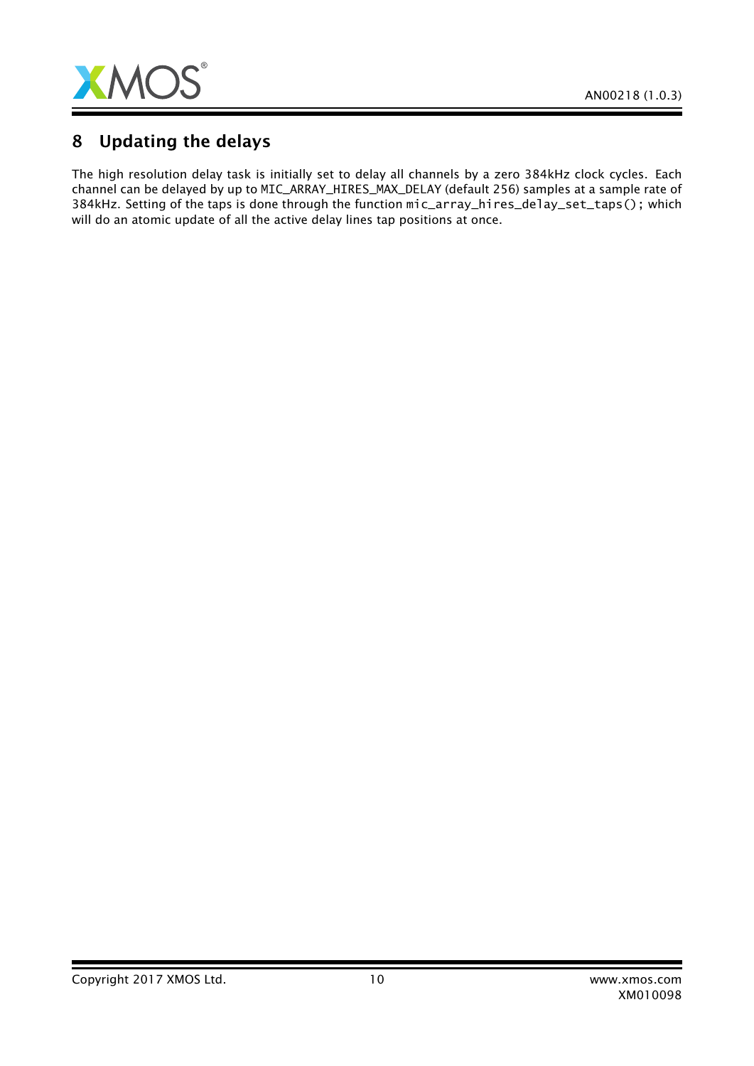## 8 Updating the delays

The high resolution delay task is initially set to delay all channels by a zero 384kHz clock cycles. Each channel can be delayed by up to MIC_ARRAY_HIRES_MAX_DELAY (default 256) samples at a sample rate of 384kHz. Setting of the taps is done through the function `mic_array_hires_delay_set_taps();` which will do an atomic update of all the active delay lines tap positions at once.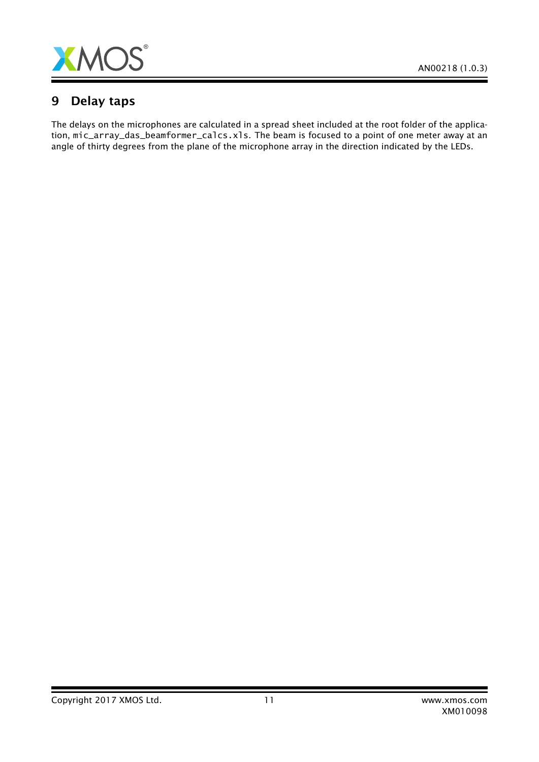## 9 Delay taps

The delays on the microphones are calculated in a spread sheet included at the root folder of the application, `mic_array_das_beamformer_calcs.xls`. The beam is focused to a point of one meter away at an angle of thirty degrees from the plane of the microphone array in the direction indicated by the LEDs.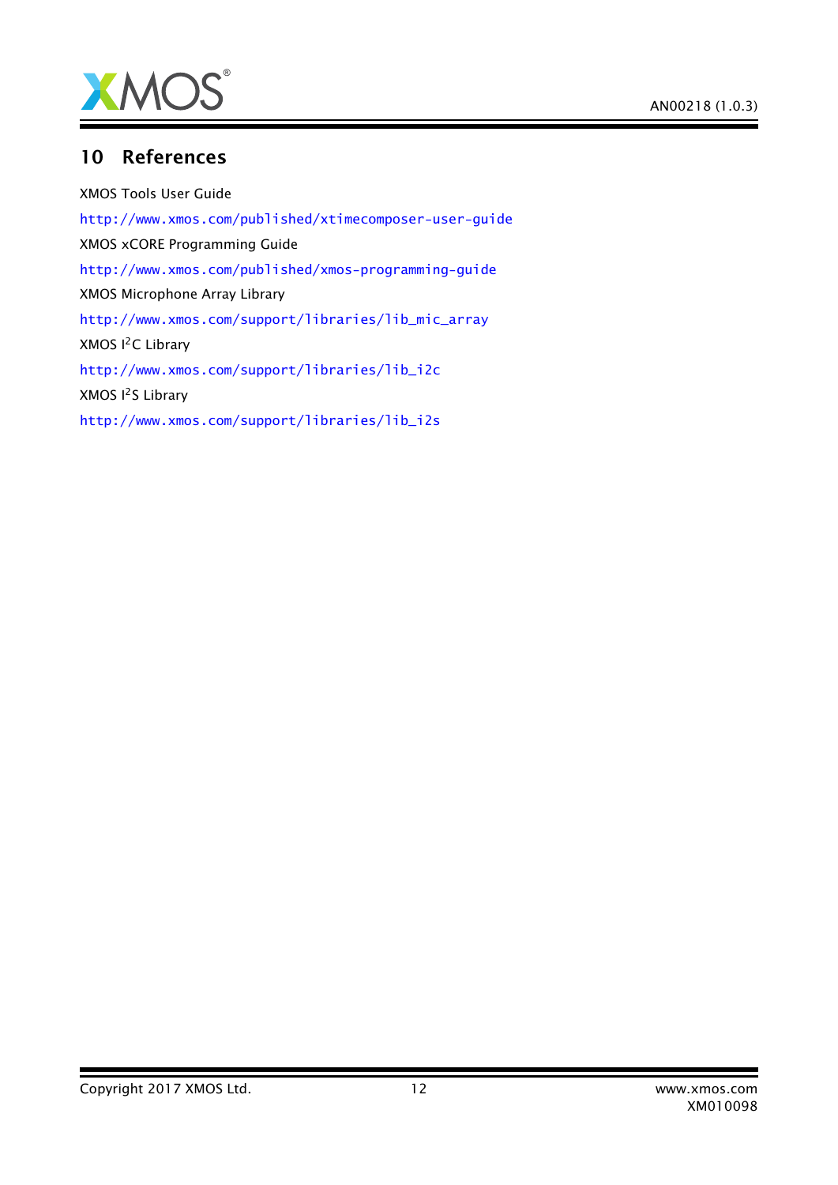## 10 References

XMOS Tools User Guide

http://www.xmos.com/published/xtimecomposer-user-guide

XMOS xCORE Programming Guide

http://www.xmos.com/published/xmos-programming-guide

XMOS Microphone Array Library

http://www.xmos.com/support/libraries/lib_mic_array

XMOS $I^2C$ Library

http://www.xmos.com/support/libraries/lib_i2c

XMOS $I^2S$ Library

http://www.xmos.com/support/libraries/lib_i2s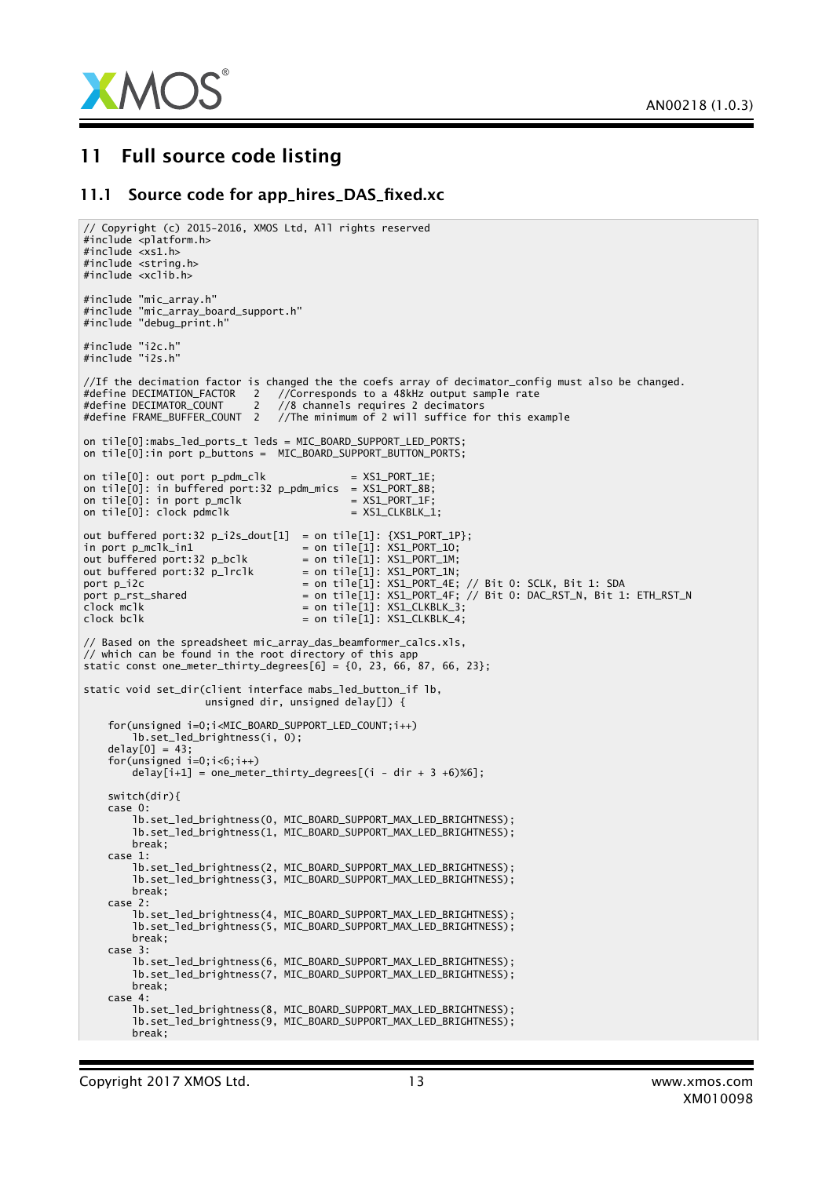# 11 Full source code listing

## 11.1 Source code for app_hires_DAS_fixed.xc

```
// Copyright (c) 2015-2016, XMOS Ltd, All rights reserved
#include <platform.h>
#include <xs1.h>
#include <string.h>
#include <xclib.h>

#include "mic_array.h"
#include "mic_array_board_support.h"
#include "debug_print.h"

#include "i2c.h"
#include "i2s.h"

//If the decimation factor is changed the the coefs array of decimator_config must also be changed.
#define DECIMATION_FACTOR   2   //Corresponds to a 48kHz output sample rate
#define DECIMATOR_COUNT     2   //8 channels requires 2 decimators
#define FRAME_BUFFER_COUNT  2   //The minimum of 2 will suffice for this example

on tile[0]:mabs_led_ports_t leds = MIC_BOARD_SUPPORT_LED_PORTS;
on tile[0]:in port p_buttons =  MIC_BOARD_SUPPORT_BUTTON_PORTS;

on tile[0]: out port p_pdm_clk              = XS1_PORT_1E;
on tile[0]: in buffered port:32 p_pdm_mics  = XS1_PORT_8B;
on tile[0]: in port p_mclk                  = XS1_PORT_1F;
on tile[0]: clock pdmclk                    = XS1_CLKBLK_1;

out buffered port:32 p_i2s_dout[1]  = on tile[1]: {XS1_PORT_1P};
in port p_mclk_in1                  = on tile[1]: XS1_PORT_1O;
out buffered port:32 p_bclk         = on tile[1]: XS1_PORT_1M;
out buffered port:32 p_lrclk        = on tile[1]: XS1_PORT_1N;
port p_i2c                          = on tile[1]: XS1_PORT_4E; // Bit 0: SCLK, Bit 1: SDA
port p_rst_shared                   = on tile[1]: XS1_PORT_4F; // Bit 0: DAC_RST_N, Bit 1: ETH_RST_N
clock mclk                          = on tile[1]: XS1_CLKBLK_3;
clock bclk                          = on tile[1]: XS1_CLKBLK_4;

// Based on the spreadsheet mic_array_das_beamformer_calcs.xls,
// which can be found in the root directory of this app
static const one_meter_thirty_degrees[6] = {0, 23, 66, 87, 66, 23};

static void set_dir(client interface mabs_led_button_if lb,
                    unsigned dir, unsigned delay[]) {

    for(unsigned i=0;i<MIC_BOARD_SUPPORT_LED_COUNT;i++)
        lb.set_led_brightness(i, 0);
    delay[0] = 43;
    for(unsigned i=0;i<6;i++)
        delay[i+1] = one_meter_thirty_degrees[(i - dir + 3 +6)%6];

    switch(dir){
    case 0:
        lb.set_led_brightness(0, MIC_BOARD_SUPPORT_MAX_LED_BRIGHTNESS);
        lb.set_led_brightness(1, MIC_BOARD_SUPPORT_MAX_LED_BRIGHTNESS);
        break;
    case 1:
        lb.set_led_brightness(2, MIC_BOARD_SUPPORT_MAX_LED_BRIGHTNESS);
        lb.set_led_brightness(3, MIC_BOARD_SUPPORT_MAX_LED_BRIGHTNESS);
        break;
    case 2:
        lb.set_led_brightness(4, MIC_BOARD_SUPPORT_MAX_LED_BRIGHTNESS);
        lb.set_led_brightness(5, MIC_BOARD_SUPPORT_MAX_LED_BRIGHTNESS);
        break;
    case 3:
        lb.set_led_brightness(6, MIC_BOARD_SUPPORT_MAX_LED_BRIGHTNESS);
        lb.set_led_brightness(7, MIC_BOARD_SUPPORT_MAX_LED_BRIGHTNESS);
        break;
    case 4:
        lb.set_led_brightness(8, MIC_BOARD_SUPPORT_MAX_LED_BRIGHTNESS);
        lb.set_led_brightness(9, MIC_BOARD_SUPPORT_MAX_LED_BRIGHTNESS);
        break;
```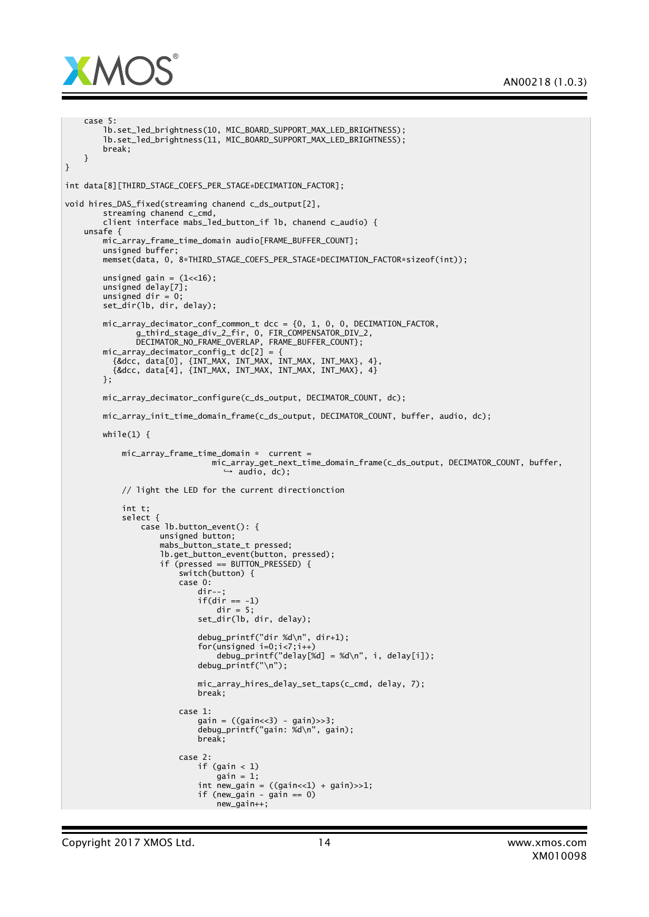```
    case 5:
        lb.set_led_brightness(10, MIC_BOARD_SUPPORT_MAX_LED_BRIGHTNESS);
        lb.set_led_brightness(11, MIC_BOARD_SUPPORT_MAX_LED_BRIGHTNESS);
        break;
    }
}

int data[8][THIRD_STAGE_COEFS_PER_STAGE*DECIMATION_FACTOR];

void hires_DAS_fixed(streaming chanend c_ds_output[2],
        streaming chanend c_cmd,
        client interface mabs_led_button_if lb, chanend c_audio) {
    unsafe {
        mic_array_frame_time_domain audio[FRAME_BUFFER_COUNT];
        unsigned buffer;
        memset(data, 0, 8*THIRD_STAGE_COEFS_PER_STAGE*DECIMATION_FACTOR*sizeof(int));

        unsigned gain = (1<<16);
        unsigned delay[7];
        unsigned dir = 0;
        set_dir(lb, dir, delay);

        mic_array_decimator_conf_common_t dcc = {0, 1, 0, 0, DECIMATION_FACTOR,
               g_third_stage_div_2_fir, 0, FIR_COMPENSATOR_DIV_2,
               DECIMATOR_NO_FRAME_OVERLAP, FRAME_BUFFER_COUNT};
        mic_array_decimator_config_t dc[2] = {
          {&dcc, data[0], {INT_MAX, INT_MAX, INT_MAX, INT_MAX}, 4},
          {&dcc, data[4], {INT_MAX, INT_MAX, INT_MAX, INT_MAX}, 4}
        };

        mic_array_decimator_configure(c_ds_output, DECIMATOR_COUNT, dc);

        mic_array_init_time_domain_frame(c_ds_output, DECIMATOR_COUNT, buffer, audio, dc);

        while(1) {

            mic_array_frame_time_domain *  current =
                                   mic_array_get_next_time_domain_frame(c_ds_output, DECIMATOR_COUNT, buffer,
                                     ↪ audio, dc);

            // light the LED for the current directionction

            int t;
            select {
                case lb.button_event(): {
                    unsigned button;
                    mabs_button_state_t pressed;
                    lb.get_button_event(button, pressed);
                    if (pressed == BUTTON_PRESSED) {
                        switch(button) {
                        case 0:
                            dir--;
                            if(dir == -1)
                                dir = 5;
                            set_dir(lb, dir, delay);

                            debug_printf("dir %d\n", dir+1);
                            for(unsigned i=0;i<7;i++)
                                debug_printf("delay[%d] = %d\n", i, delay[i]);
                            debug_printf("\n");

                            mic_array_hires_delay_set_taps(c_cmd, delay, 7);
                            break;

                        case 1:
                            gain = ((gain<<3) - gain)>>3;
                            debug_printf("gain: %d\n", gain);
                            break;

                        case 2:
                            if (gain < 1)
                                gain = 1;
                            int new_gain = ((gain<<1) + gain)>>1;
                            if (new_gain - gain == 0)
                                new_gain++;
```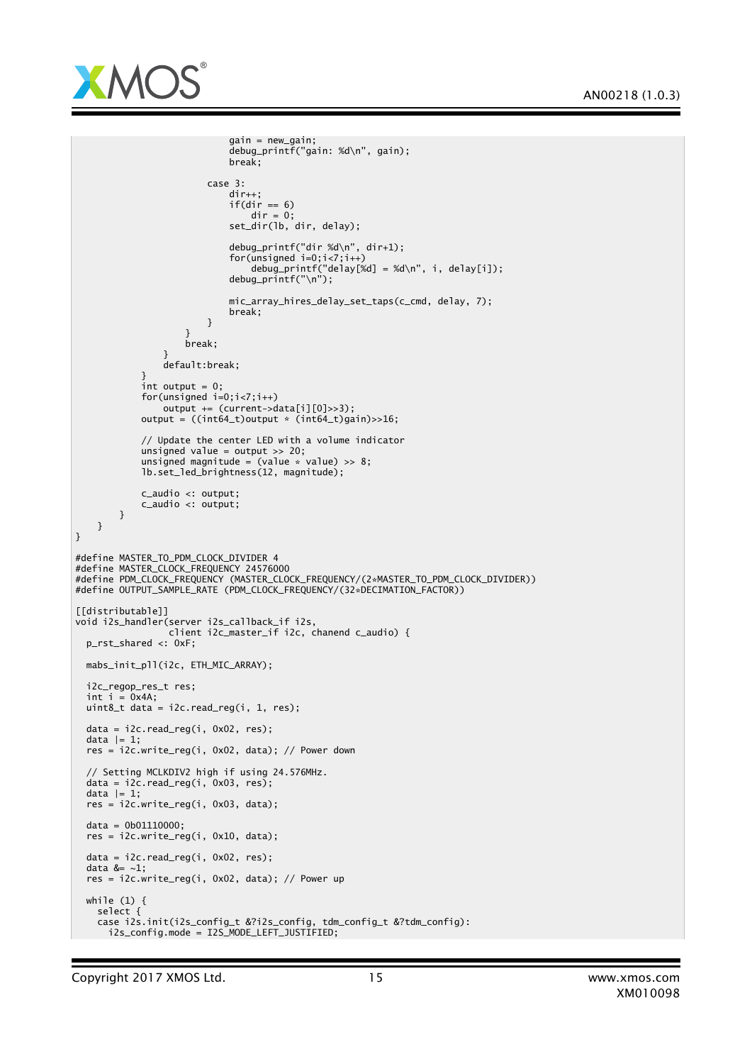```
                            gain = new_gain;
                            debug_printf("gain: %d\n", gain);
                            break;

                        case 3:
                            dir++;
                            if(dir == 6)
                                dir = 0;
                            set_dir(lb, dir, delay);

                            debug_printf("dir %d\n", dir+1);
                            for(unsigned i=0;i<7;i++)
                                debug_printf("delay[%d] = %d\n", i, delay[i]);
                            debug_printf("\n");

                            mic_array_hires_delay_set_taps(c_cmd, delay, 7);
                            break;
                        }
                    }
                    break;
                }
                default:break;
            }
            int output = 0;
            for(unsigned i=0;i<7;i++)
                output += (current->data[i][0]>>3);
            output = ((int64_t)output * (int64_t)gain)>>16;

            // Update the center LED with a volume indicator
            unsigned value = output >> 20;
            unsigned magnitude = (value * value) >> 8;
            lb.set_led_brightness(12, magnitude);

            c_audio <: output;
            c_audio <: output;
        }
    }
}

#define MASTER_TO_PDM_CLOCK_DIVIDER 4
#define MASTER_CLOCK_FREQUENCY 24576000
#define PDM_CLOCK_FREQUENCY (MASTER_CLOCK_FREQUENCY/(2*MASTER_TO_PDM_CLOCK_DIVIDER))
#define OUTPUT_SAMPLE_RATE (PDM_CLOCK_FREQUENCY/(32*DECIMATION_FACTOR))

[[distributable]]
void i2s_handler(server i2s_callback_if i2s,
                 client i2c_master_if i2c, chanend c_audio) {
  p_rst_shared <: 0xF;

  mabs_init_pll(i2c, ETH_MIC_ARRAY);

  i2c_regop_res_t res;
  int i = 0x4A;
  uint8_t data = i2c.read_reg(i, 1, res);

  data = i2c.read_reg(i, 0x02, res);
  data |= 1;
  res = i2c.write_reg(i, 0x02, data); // Power down

  // Setting MCLKDIV2 high if using 24.576MHz.
  data = i2c.read_reg(i, 0x03, res);
  data |= 1;
  res = i2c.write_reg(i, 0x03, data);

  data = 0b01110000;
  res = i2c.write_reg(i, 0x10, data);

  data = i2c.read_reg(i, 0x02, res);
  data &= ~1;
  res = i2c.write_reg(i, 0x02, data); // Power up

  while (1) {
    select {
    case i2s.init(i2s_config_t &?i2s_config, tdm_config_t &?tdm_config):
      i2s_config.mode = I2S_MODE_LEFT_JUSTIFIED;
```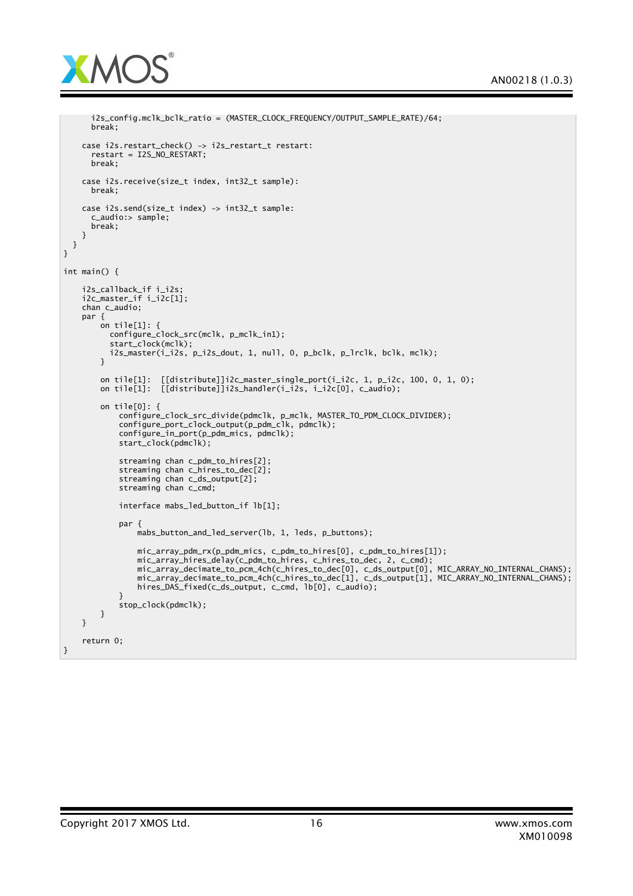```
      i2s_config.mclk_bclk_ratio = (MASTER_CLOCK_FREQUENCY/OUTPUT_SAMPLE_RATE)/64;
      break;

    case i2s.restart_check() -> i2s_restart_t restart:
      restart = I2S_NO_RESTART;
      break;

    case i2s.receive(size_t index, int32_t sample):
      break;

    case i2s.send(size_t index) -> int32_t sample:
      c_audio:> sample;
      break;
    }
  }
}

int main() {

    i2s_callback_if i_i2s;
    i2c_master_if i_i2c[1];
    chan c_audio;
    par {
        on tile[1]: {
          configure_clock_src(mclk, p_mclk_in1);
          start_clock(mclk);
          i2s_master(i_i2s, p_i2s_dout, 1, null, 0, p_bclk, p_lrclk, bclk, mclk);
        }

        on tile[1]:  [[distribute]]i2c_master_single_port(i_i2c, 1, p_i2c, 100, 0, 1, 0);
        on tile[1]:  [[distribute]]i2s_handler(i_i2s, i_i2c[0], c_audio);

        on tile[0]: {
            configure_clock_src_divide(pdmclk, p_mclk, MASTER_TO_PDM_CLOCK_DIVIDER);
            configure_port_clock_output(p_pdm_clk, pdmclk);
            configure_in_port(p_pdm_mics, pdmclk);
            start_clock(pdmclk);

            streaming chan c_pdm_to_hires[2];
            streaming chan c_hires_to_dec[2];
            streaming chan c_ds_output[2];
            streaming chan c_cmd;

            interface mabs_led_button_if lb[1];

            par {
                mabs_button_and_led_server(lb, 1, leds, p_buttons);

                mic_array_pdm_rx(p_pdm_mics, c_pdm_to_hires[0], c_pdm_to_hires[1]);
                mic_array_hires_delay(c_pdm_to_hires, c_hires_to_dec, 2, c_cmd);
                mic_array_decimate_to_pcm_4ch(c_hires_to_dec[0], c_ds_output[0], MIC_ARRAY_NO_INTERNAL_CHANS);
                mic_array_decimate_to_pcm_4ch(c_hires_to_dec[1], c_ds_output[1], MIC_ARRAY_NO_INTERNAL_CHANS);
                hires_DAS_fixed(c_ds_output, c_cmd, lb[0], c_audio);
            }
            stop_clock(pdmclk);
        }
    }

    return 0;
}
```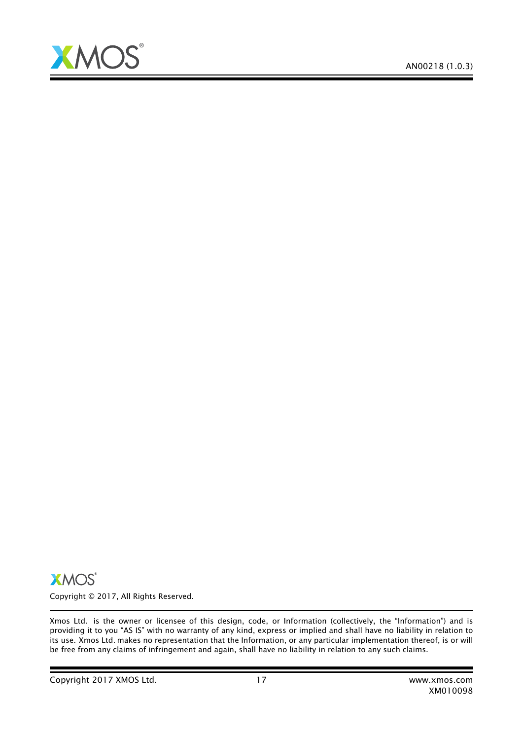Copyright © 2017, All Rights Reserved.

Xmos Ltd. is the owner or licensee of this design, code, or Information (collectively, the "Information") and is providing it to you "AS IS" with no warranty of any kind, express or implied and shall have no liability in relation to its use. Xmos Ltd. makes no representation that the Information, or any particular implementation thereof, is or will be free from any claims of infringement and again, shall have no liability in relation to any such claims.